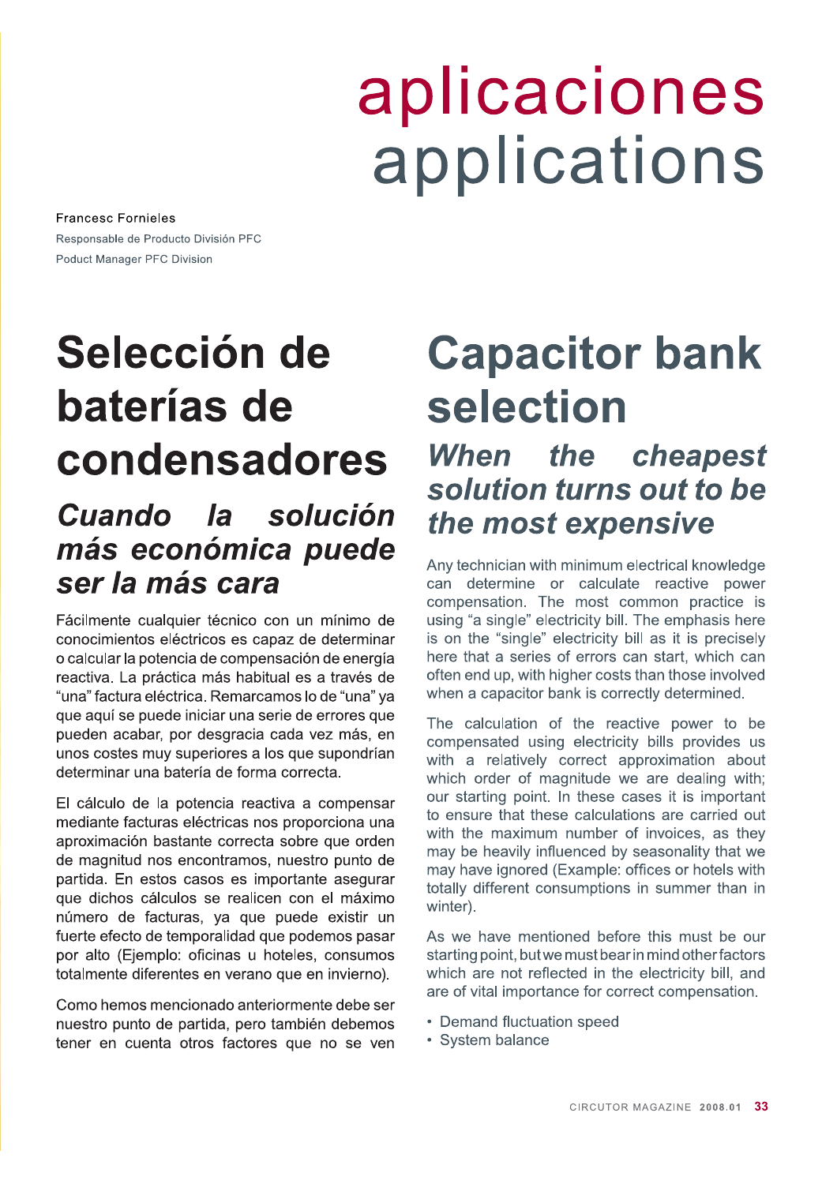# aplicaciones
# applications

Francesc Fornieles

Responsable de Producto División PFC

Poduct Manager PFC Division

## Selección de baterías de condensadores

### *Cuando la solución más económica puede ser la más cara*

Fácilmente cualquier técnico con un mínimo de conocimientos eléctricos es capaz de determinar o calcular la potencia de compensación de energía reactiva. La práctica más habitual es a través de "una" factura eléctrica. Remarcamos lo de "una" ya que aquí se puede iniciar una serie de errores que pueden acabar, por desgracia cada vez más, en unos costes muy superiores a los que supondrían determinar una batería de forma correcta.

El cálculo de la potencia reactiva a compensar mediante facturas eléctricas nos proporciona una aproximación bastante correcta sobre que orden de magnitud nos encontramos, nuestro punto de partida. En estos casos es importante asegurar que dichos cálculos se realicen con el máximo número de facturas, ya que puede existir un fuerte efecto de temporalidad que podemos pasar por alto (Ejemplo: oficinas u hoteles, consumos totalmente diferentes en verano que en invierno).

Como hemos mencionado anteriormente debe ser nuestro punto de partida, pero también debemos tener en cuenta otros factores que no se ven

## Capacitor bank selection

### *When the cheapest solution turns out to be the most expensive*

Any technician with minimum electrical knowledge can determine or calculate reactive power compensation. The most common practice is using "a single" electricity bill. The emphasis here is on the "single" electricity bill as it is precisely here that a series of errors can start, which can often end up, with higher costs than those involved when a capacitor bank is correctly determined.

The calculation of the reactive power to be compensated using electricity bills provides us with a relatively correct approximation about which order of magnitude we are dealing with; our starting point. In these cases it is important to ensure that these calculations are carried out with the maximum number of invoices, as they may be heavily influenced by seasonality that we may have ignored (Example: offices or hotels with totally different consumptions in summer than in winter).

As we have mentioned before this must be our starting point, but we must bear in mind other factors which are not reflected in the electricity bill, and are of vital importance for correct compensation.

- Demand fluctuation speed
- System balance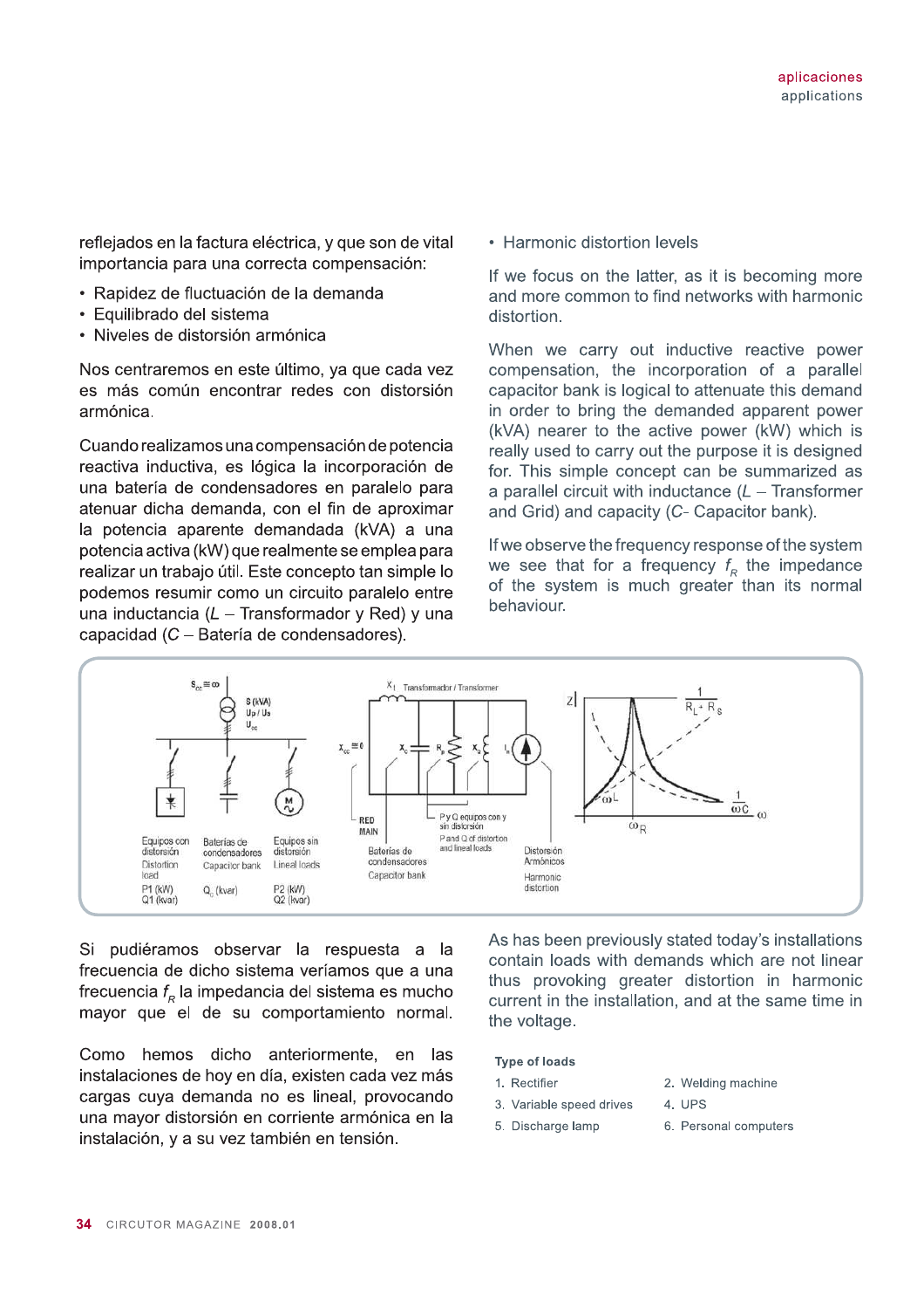reflejados en la factura eléctrica, y que son de vital importancia para una correcta compensación:

- Rapidez de fluctuación de la demanda
- Equilibrado del sistema
- Niveles de distorsión armónica

Nos centraremos en este último, ya que cada vez es más común encontrar redes con distorsión armónica.

Cuando realizamos una compensación de potencia reactiva inductiva, es lógica la incorporación de una batería de condensadores en paralelo para atenuar dicha demanda, con el fin de aproximar la potencia aparente demandada (kVA) a una potencia activa (kW) que realmente se emplea para realizar un trabajo útil. Este concepto tan simple lo podemos resumir como un circuito paralelo entre una inductancia (*L* – Transformador y Red) y una capacidad (*C* – Batería de condensadores).

- Harmonic distortion levels

If we focus on the latter, as it is becoming more and more common to find networks with harmonic distortion.

When we carry out inductive reactive power compensation, the incorporation of a parallel capacitor bank is logical to attenuate this demand in order to bring the demanded apparent power (kVA) nearer to the active power (kW) which is really used to carry out the purpose it is designed for. This simple concept can be summarized as a parallel circuit with inductance (*L* – Transformer and Grid) and capacity (*C*- Capacitor bank).

If we observe the frequency response of the system we see that for a frequency $f_R$ the impedance of the system is much greater than its normal behaviour.

Si pudiéramos observar la respuesta a la frecuencia de dicho sistema veríamos que a una frecuencia $f_R$ la impedancia del sistema es mucho mayor que el de su comportamiento normal.

Como hemos dicho anteriormente, en las instalaciones de hoy en día, existen cada vez más cargas cuya demanda no es lineal, provocando una mayor distorsión en corriente armónica en la instalación, y a su vez también en tensión.

As has been previously stated today's installations contain loads with demands which are not linear thus provoking greater distortion in harmonic current in the installation, and at the same time in the voltage.

**Type of loads**

| | |
|---|---|
| 1. Rectifier | 2. Welding machine |
| 3. Variable speed drives | 4. UPS |
| 5. Discharge lamp | 6. Personal computers |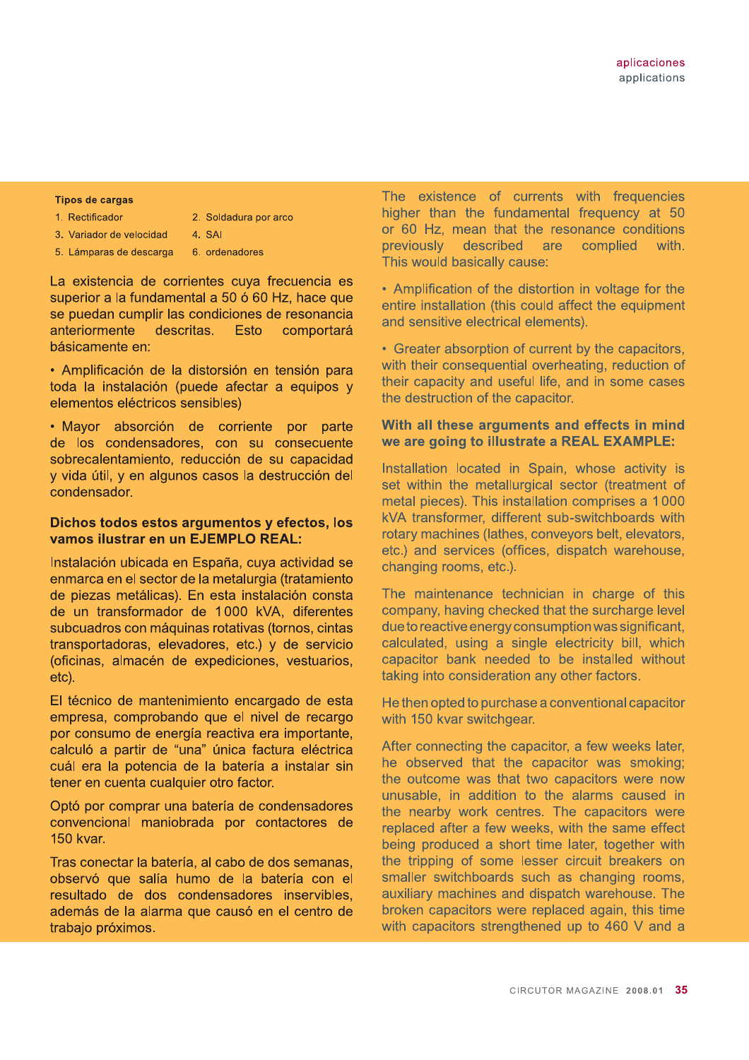**Tipos de cargas**

1. Rectificador
2. Soldadura por arco
3. Variador de velocidad
4. SAI
5. Lámparas de descarga
6. ordenadores

La existencia de corrientes cuya frecuencia es superior a la fundamental a 50 ó 60 Hz, hace que se puedan cumplir las condiciones de resonancia anteriormente descritas. Esto comportará básicamente en:

- Amplificación de la distorsión en tensión para toda la instalación (puede afectar a equipos y elementos eléctricos sensibles)
- Mayor absorción de corriente por parte de los condensadores, con su consecuente sobrecalentamiento, reducción de su capacidad y vida útil, y en algunos casos la destrucción del condensador.

**Dichos todos estos argumentos y efectos, los vamos ilustrar en un EJEMPLO REAL:**

Instalación ubicada en España, cuya actividad se enmarca en el sector de la metalurgia (tratamiento de piezas metálicas). En esta instalación consta de un transformador de 1 000 kVA, diferentes subcuadros con máquinas rotativas (tornos, cintas transportadoras, elevadores, etc.) y de servicio (oficinas, almacén de expediciones, vestuarios, etc).

El técnico de mantenimiento encargado de esta empresa, comprobando que el nivel de recargo por consumo de energía reactiva era importante, calculó a partir de "una" única factura eléctrica cuál era la potencia de la batería a instalar sin tener en cuenta cualquier otro factor.

Optó por comprar una batería de condensadores convencional maniobrada por contactores de 150 kvar.

Tras conectar la batería, al cabo de dos semanas, observó que salía humo de la batería con el resultado de dos condensadores inservibles, además de la alarma que causó en el centro de trabajo próximos.

The existence of currents with frequencies higher than the fundamental frequency at 50 or 60 Hz, mean that the resonance conditions previously described are complied with. This would basically cause:

- Amplification of the distortion in voltage for the entire installation (this could affect the equipment and sensitive electrical elements).
- Greater absorption of current by the capacitors, with their consequential overheating, reduction of their capacity and useful life, and in some cases the destruction of the capacitor.

**With all these arguments and effects in mind we are going to illustrate a REAL EXAMPLE:**

Installation located in Spain, whose activity is set within the metallurgical sector (treatment of metal pieces). This installation comprises a 1 000 kVA transformer, different sub-switchboards with rotary machines (lathes, conveyors belt, elevators, etc.) and services (offices, dispatch warehouse, changing rooms, etc.).

The maintenance technician in charge of this company, having checked that the surcharge level due to reactive energy consumption was significant, calculated, using a single electricity bill, which capacitor bank needed to be installed without taking into consideration any other factors.

He then opted to purchase a conventional capacitor with 150 kvar switchgear.

After connecting the capacitor, a few weeks later, he observed that the capacitor was smoking; the outcome was that two capacitors were now unusable, in addition to the alarms caused in the nearby work centres. The capacitors were replaced after a few weeks, with the same effect being produced a short time later, together with the tripping of some lesser circuit breakers on smaller switchboards such as changing rooms, auxiliary machines and dispatch warehouse. The broken capacitors were replaced again, this time with capacitors strengthened up to 460 V and a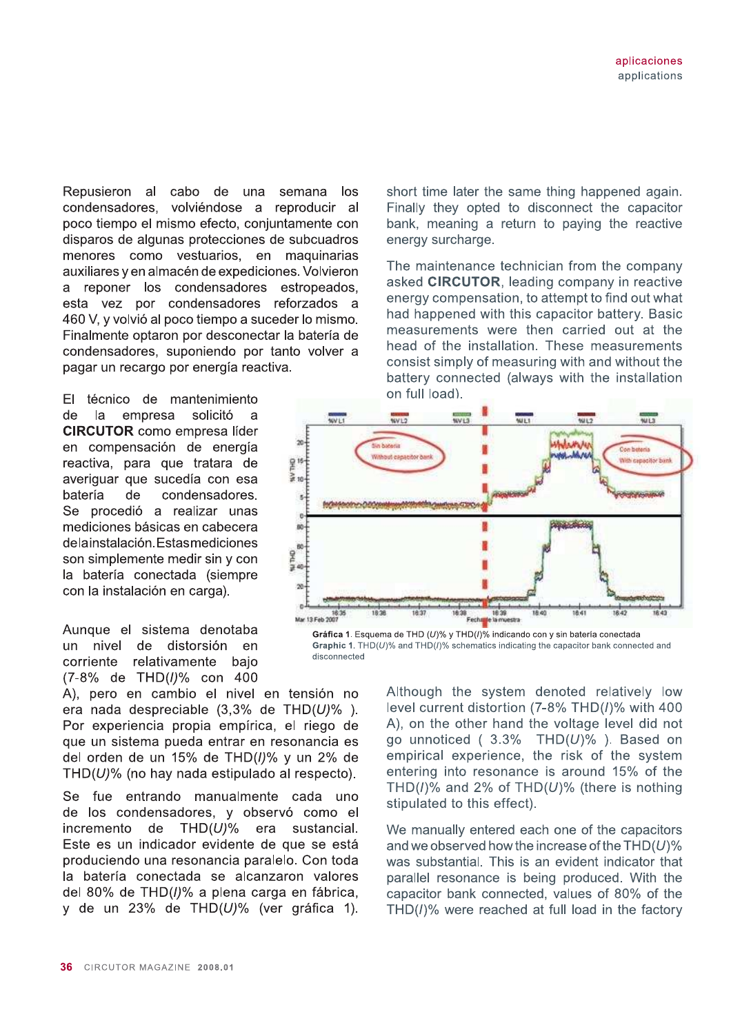Repusieron al cabo de una semana los condensadores, volviéndose a reproducir al poco tiempo el mismo efecto, conjuntamente con disparos de algunas protecciones de subcuadros menores como vestuarios, en maquinarias auxiliares y en almacén de expediciones. Volvieron a reponer los condensadores estropeados, esta vez por condensadores reforzados a 460 V, y volvió al poco tiempo a suceder lo mismo. Finalmente optaron por desconectar la batería de condensadores, suponiendo por tanto volver a pagar un recargo por energía reactiva.

El técnico de mantenimiento de la empresa solicitó a **CIRCUTOR** como empresa líder en compensación de energía reactiva, para que tratara de averiguar que sucedía con esa batería de condensadores. Se procedió a realizar unas mediciones básicas en cabecera de la instalación. Estas mediciones son simplemente medir sin y con la batería conectada (siempre con la instalación en carga).

Aunque el sistema denotaba un nivel de distorsión en corriente relativamente bajo (7-8% de THD(*I*)% con 400 A), pero en cambio el nivel en tensión no era nada despreciable (3,3% de THD(*U*)% ). Por experiencia propia empírica, el riego de que un sistema pueda entrar en resonancia es del orden de un 15% de THD(*I*)% y un 2% de THD(*U*)% (no hay nada estipulado al respecto).

Se fue entrando manualmente cada uno de los condensadores, y observó como el incremento de THD(*U*)% era sustancial. Este es un indicador evidente de que se está produciendo una resonancia paralelo. Con toda la batería conectada se alcanzaron valores del 80% de THD(*I*)% a plena carga en fábrica, y de un 23% de THD(*U*)% (ver gráfica 1).

short time later the same thing happened again. Finally they opted to disconnect the capacitor bank, meaning a return to paying the reactive energy surcharge.

The maintenance technician from the company asked **CIRCUTOR**, leading company in reactive energy compensation, to attempt to find out what had happened with this capacitor battery. Basic measurements were then carried out at the head of the installation. These measurements consist simply of measuring with and without the battery connected (always with the installation on full load).

**Gráfica 1**. Esquema de THD (*U*)% y THD(*I*)% indicando con y sin batería conectada

**Graphic 1**. THD(*U*)% and THD(*I*)% schematics indicating the capacitor bank connected and disconnected

Although the system denoted relatively low level current distortion (7-8% THD(*I*)% with 400 A), on the other hand the voltage level did not go unnoticed ( 3.3% THD(*U*)% ). Based on empirical experience, the risk of the system entering into resonance is around 15% of the THD(*I*)% and 2% of THD(*U*)% (there is nothing stipulated to this effect).

We manually entered each one of the capacitors and we observed how the increase of the THD(*U*)% was substantial. This is an evident indicator that parallel resonance is being produced. With the capacitor bank connected, values of 80% of the THD(*I*)% were reached at full load in the factory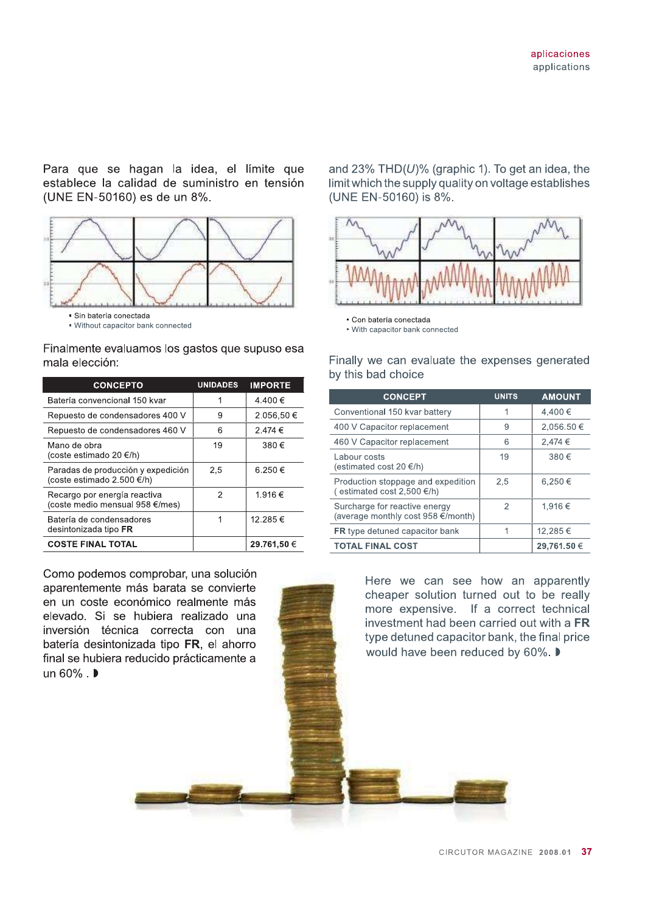Para que se hagan la idea, el límite que establece la calidad de suministro en tensión (UNE EN-50160) es de un 8%.

and 23% THD(*U*)% (graphic 1). To get an idea, the limit which the supply quality on voltage establishes (UNE EN-50160) is 8%.

- Sin batería conectada
- Without capacitor bank connected

- Con batería conectada
- With capacitor bank connected

Finalmente evaluamos los gastos que supuso esa mala elección:

| CONCEPTO | UNIDADES | IMPORTE |
|---|---|---|
| Batería convencional 150 kvar | 1 | 4.400 € |
| Repuesto de condensadores 400 V | 9 | 2.056,50 € |
| Repuesto de condensadores 460 V | 6 | 2.474 € |
| Mano de obra (coste estimado 20 €/h) | 19 | 380 € |
| Paradas de producción y expedición (coste estimado 2.500 €/h) | 2,5 | 6.250 € |
| Recargo por energía reactiva (coste medio mensual 958 €/mes) | 2 | 1.916 € |
| Batería de condensadores desintonizada tipo **FR** | 1 | 12.285 € |
| **COSTE FINAL TOTAL** | | **29.761,50 €** |

Finally we can evaluate the expenses generated by this bad choice

| CONCEPT | UNITS | AMOUNT |
|---|---|---|
| Conventional 150 kvar battery | 1 | 4,400 € |
| 400 V Capacitor replacement | 9 | 2,056.50 € |
| 460 V Capacitor replacement | 6 | 2,474 € |
| Labour costs (estimated cost 20 €/h) | 19 | 380 € |
| Production stoppage and expedition ( estimated cost 2,500 €/h) | 2,5 | 6,250 € |
| Surcharge for reactive energy (average monthly cost 958 €/month) | 2 | 1,916 € |
| **FR** type detuned capacitor bank | 1 | 12,285 € |
| **TOTAL FINAL COST** | | **29,761.50 €** |

Como podemos comprobar, una solución aparentemente más barata se convierte en un coste económico realmente más elevado. Si se hubiera realizado una inversión técnica correcta con una batería desintonizada tipo **FR**, el ahorro final se hubiera reducido prácticamente a un 60% . ◗

Here we can see how an apparently cheaper solution turned out to be really more expensive. If a correct technical investment had been carried out with a **FR** type detuned capacitor bank, the final price would have been reduced by 60%. ◗